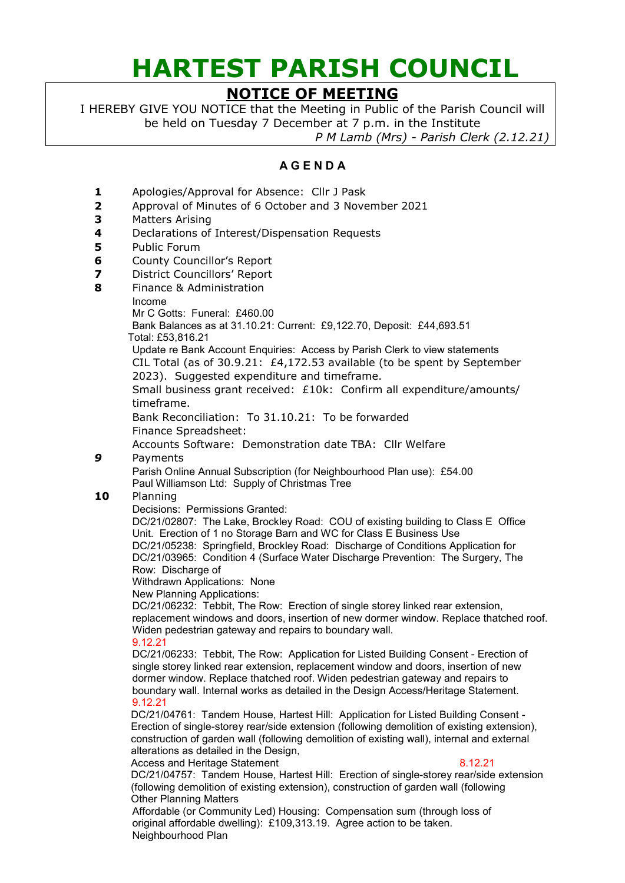# HARTEST PARISH COUNCIL

## NOTICE OF MEETING

I HEREBY GIVE YOU NOTICE that the Meeting in Public of the Parish Council will be held on Tuesday 7 December at 7 p.m. in the Institute

*P M Lamb (Mrs) - Parish Clerk (2.12.21)*

### A G E N D A

**1** Apologies/Approval for Absence: Cllr J Pask

**2** Approval of Minutes of 6 October and 3 November 2021

**3** Matters Arising

**4** Declarations of Interest/Dispensation Requests

**5** Public Forum

**6** County Councillor's Report

**7** District Councillors' Report

**8** Finance & Administration

Income

Mr C Gotts: Funeral: £460.00

Bank Balances as at 31.10.21: Current: £9,122.70, Deposit: £44,693.51

Total: £53,816.21

Update re Bank Account Enquiries: Access by Parish Clerk to view statements

CIL Total (as of 30.9.21: £4,172.53 available (to be spent by September 2023). Suggested expenditure and timeframe.

Small business grant received: £10k: Confirm all expenditure/amounts/ timeframe.

Bank Reconciliation: To 31.10.21: To be forwarded

Finance Spreadsheet:

Accounts Software: Demonstration date TBA: Cllr Welfare

***9*** Payments

Parish Online Annual Subscription (for Neighbourhood Plan use): £54.00

Paul Williamson Ltd: Supply of Christmas Tree

**10** Planning

Decisions: Permissions Granted:

DC/21/02807: The Lake, Brockley Road: COU of existing building to Class E Office Unit. Erection of 1 no Storage Barn and WC for Class E Business Use

DC/21/05238: Springfield, Brockley Road: Discharge of Conditions Application for DC/21/03965: Condition 4 (Surface Water Discharge Prevention: The Surgery, The Row: Discharge of

Withdrawn Applications: None

New Planning Applications:

DC/21/06232: Tebbit, The Row: Erection of single storey linked rear extension, replacement windows and doors, insertion of new dormer window. Replace thatched roof. Widen pedestrian gateway and repairs to boundary wall.
9.12.21

DC/21/06233: Tebbit, The Row: Application for Listed Building Consent - Erection of single storey linked rear extension, replacement window and doors, insertion of new dormer window. Replace thatched roof. Widen pedestrian gateway and repairs to boundary wall. Internal works as detailed in the Design Access/Heritage Statement.
9.12.21

DC/21/04761: Tandem House, Hartest Hill: Application for Listed Building Consent - Erection of single-storey rear/side extension (following demolition of existing extension), construction of garden wall (following demolition of existing wall), internal and external alterations as detailed in the Design,
Access and Heritage Statement 8.12.21

DC/21/04757: Tandem House, Hartest Hill: Erection of single-storey rear/side extension (following demolition of existing extension), construction of garden wall (following

Other Planning Matters

Affordable (or Community Led) Housing: Compensation sum (through loss of original affordable dwelling): £109,313.19. Agree action to be taken.

Neighbourhood Plan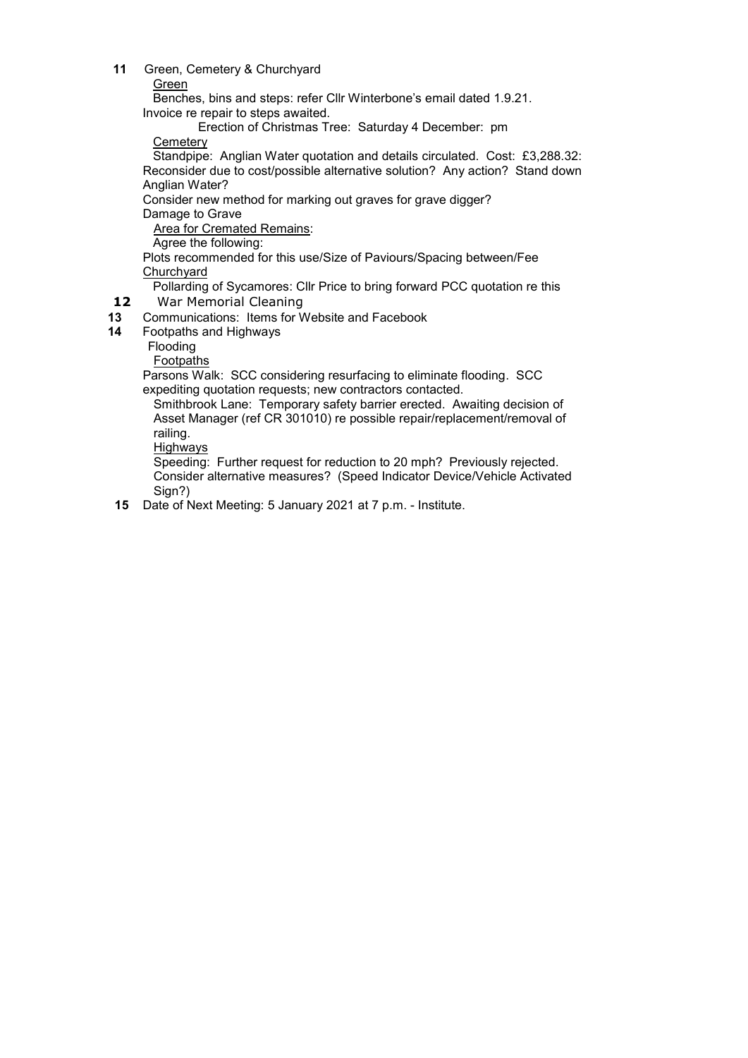**11** Green, Cemetery & Churchyard

Green

Benches, bins and steps: refer Cllr Winterbone's email dated 1.9.21.
Invoice re repair to steps awaited.

Erection of Christmas Tree: Saturday 4 December: pm

Cemetery

Standpipe: Anglian Water quotation and details circulated. Cost: £3,288.32:
Reconsider due to cost/possible alternative solution? Any action? Stand down Anglian Water?

Consider new method for marking out graves for grave digger?

Damage to Grave

Area for Cremated Remains:

Agree the following:

Plots recommended for this use/Size of Paviours/Spacing between/Fee

Churchyard

Pollarding of Sycamores: Cllr Price to bring forward PCC quotation re this

**12** War Memorial Cleaning

**13** Communications: Items for Website and Facebook

**14** Footpaths and Highways

Flooding

Footpaths

Parsons Walk: SCC considering resurfacing to eliminate flooding. SCC expediting quotation requests; new contractors contacted.

Smithbrook Lane: Temporary safety barrier erected. Awaiting decision of Asset Manager (ref CR 301010) re possible repair/replacement/removal of railing.

Highways

Speeding: Further request for reduction to 20 mph? Previously rejected. Consider alternative measures? (Speed Indicator Device/Vehicle Activated Sign?)

**15** Date of Next Meeting: 5 January 2021 at 7 p.m. - Institute.